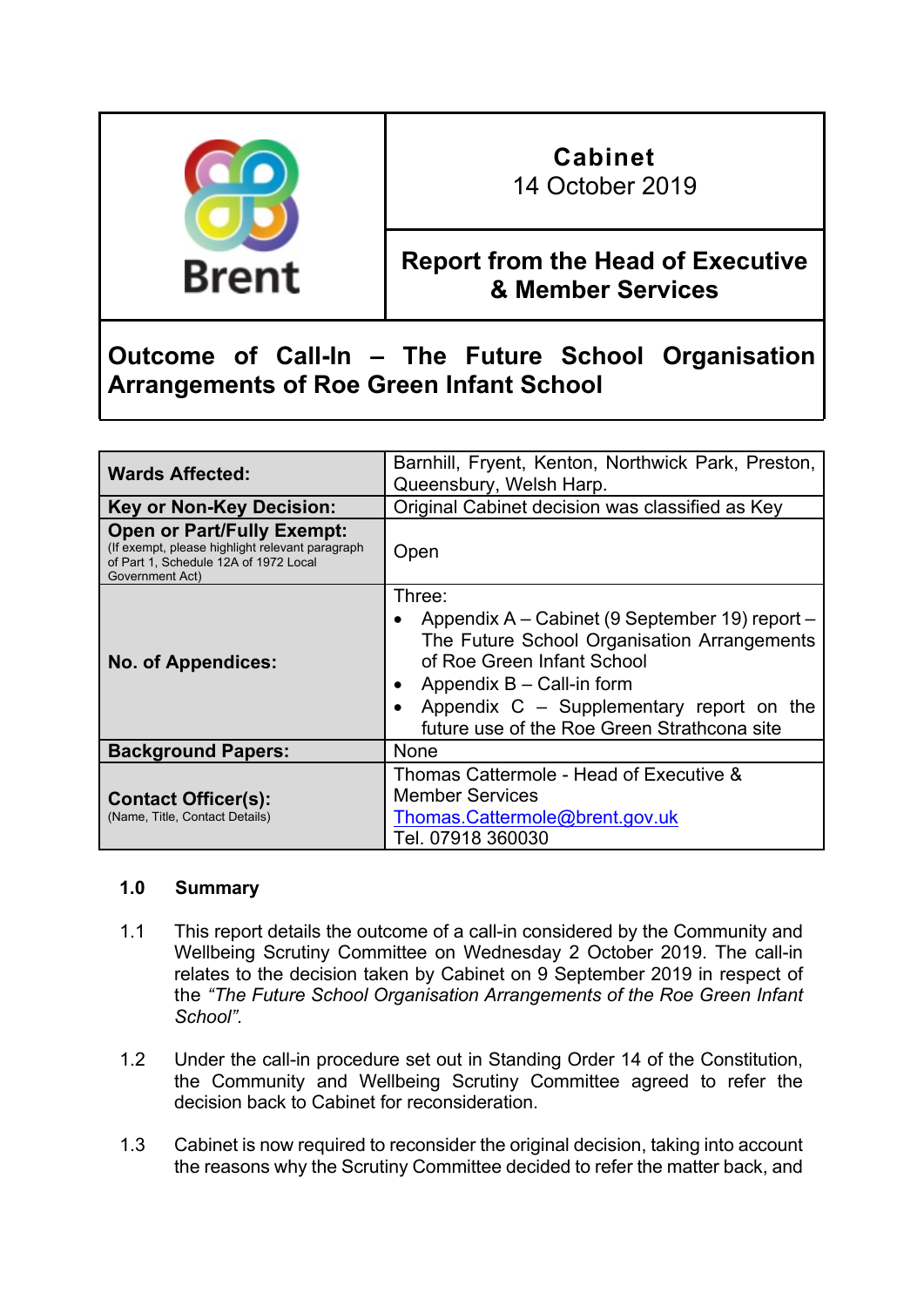| Brent | Cabinet<br>14 October 2019 |
| --- | --- |
| | **Report from the Head of Executive & Member Services** |

# Outcome of Call-In – The Future School Organisation Arrangements of Roe Green Infant School

| | |
| --- | --- |
| **Wards Affected:** | Barnhill, Fryent, Kenton, Northwick Park, Preston, Queensbury, Welsh Harp. |
| **Key or Non-Key Decision:** | Original Cabinet decision was classified as Key |
| **Open or Part/Fully Exempt:**<br>(If exempt, please highlight relevant paragraph of Part 1, Schedule 12A of 1972 Local Government Act) | Open |
| **No. of Appendices:** | Three:<br>• Appendix A – Cabinet (9 September 19) report – The Future School Organisation Arrangements of Roe Green Infant School<br>• Appendix B – Call-in form<br>• Appendix C – Supplementary report on the future use of the Roe Green Strathcona site |
| **Background Papers:** | None |
| **Contact Officer(s):**<br>(Name, Title, Contact Details) | Thomas Cattermole - Head of Executive & Member Services<br>Thomas.Cattermole@brent.gov.uk<br>Tel. 07918 360030 |

## 1.0 Summary

1.1 This report details the outcome of a call-in considered by the Community and Wellbeing Scrutiny Committee on Wednesday 2 October 2019. The call-in relates to the decision taken by Cabinet on 9 September 2019 in respect of the *"The Future School Organisation Arrangements of the Roe Green Infant School"*.

1.2 Under the call-in procedure set out in Standing Order 14 of the Constitution, the Community and Wellbeing Scrutiny Committee agreed to refer the decision back to Cabinet for reconsideration.

1.3 Cabinet is now required to reconsider the original decision, taking into account the reasons why the Scrutiny Committee decided to refer the matter back, and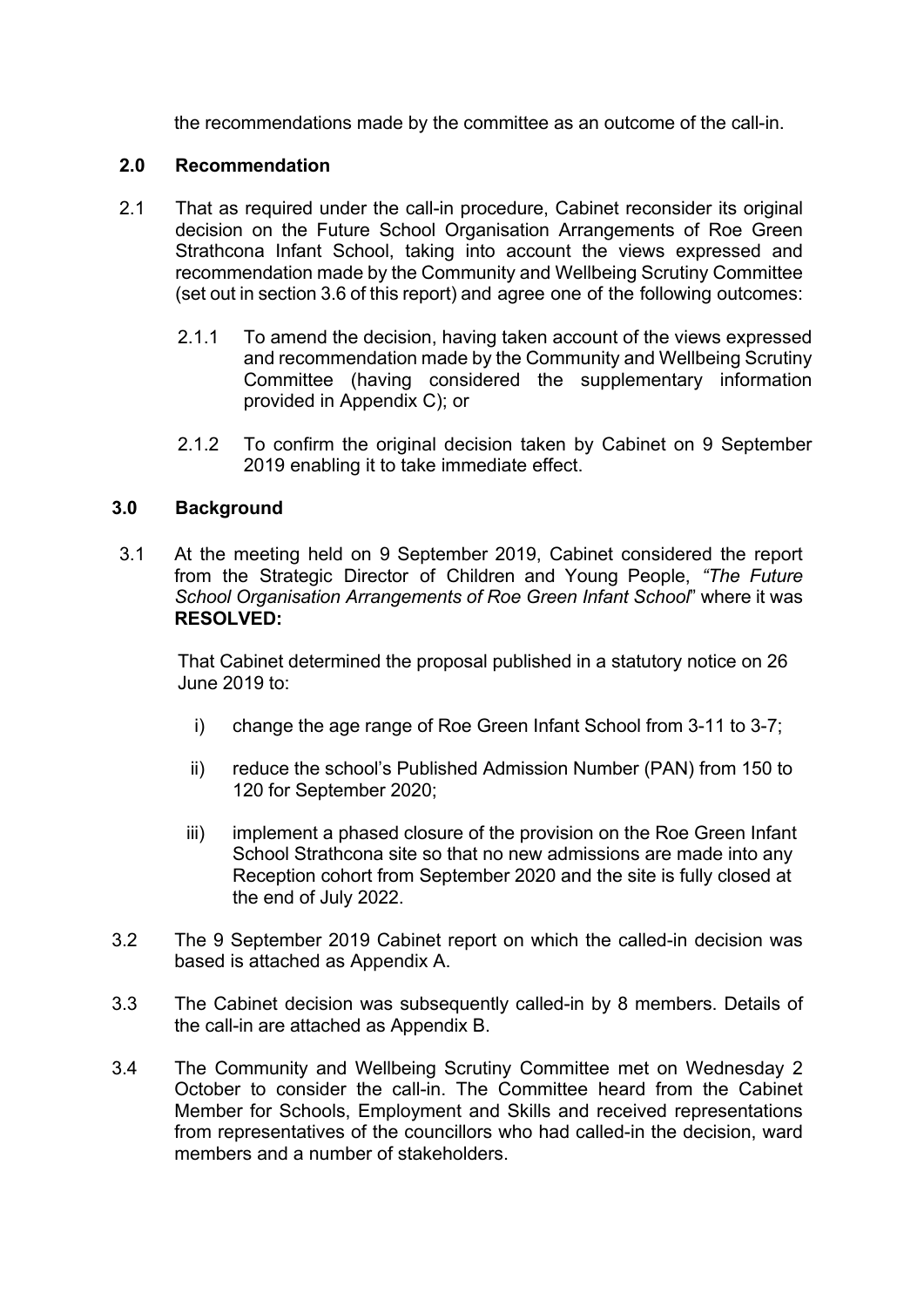the recommendations made by the committee as an outcome of the call-in.

## 2.0 Recommendation

2.1 That as required under the call-in procedure, Cabinet reconsider its original decision on the Future School Organisation Arrangements of Roe Green Strathcona Infant School, taking into account the views expressed and recommendation made by the Community and Wellbeing Scrutiny Committee (set out in section 3.6 of this report) and agree one of the following outcomes:

2.1.1 To amend the decision, having taken account of the views expressed and recommendation made by the Community and Wellbeing Scrutiny Committee (having considered the supplementary information provided in Appendix C); or

2.1.2 To confirm the original decision taken by Cabinet on 9 September 2019 enabling it to take immediate effect.

## 3.0 Background

3.1 At the meeting held on 9 September 2019, Cabinet considered the report from the Strategic Director of Children and Young People, *"The Future School Organisation Arrangements of Roe Green Infant School*" where it was **RESOLVED:**

That Cabinet determined the proposal published in a statutory notice on 26 June 2019 to:

i) change the age range of Roe Green Infant School from 3-11 to 3-7;

ii) reduce the school's Published Admission Number (PAN) from 150 to 120 for September 2020;

iii) implement a phased closure of the provision on the Roe Green Infant School Strathcona site so that no new admissions are made into any Reception cohort from September 2020 and the site is fully closed at the end of July 2022.

3.2 The 9 September 2019 Cabinet report on which the called-in decision was based is attached as Appendix A.

3.3 The Cabinet decision was subsequently called-in by 8 members. Details of the call-in are attached as Appendix B.

3.4 The Community and Wellbeing Scrutiny Committee met on Wednesday 2 October to consider the call-in. The Committee heard from the Cabinet Member for Schools, Employment and Skills and received representations from representatives of the councillors who had called-in the decision, ward members and a number of stakeholders.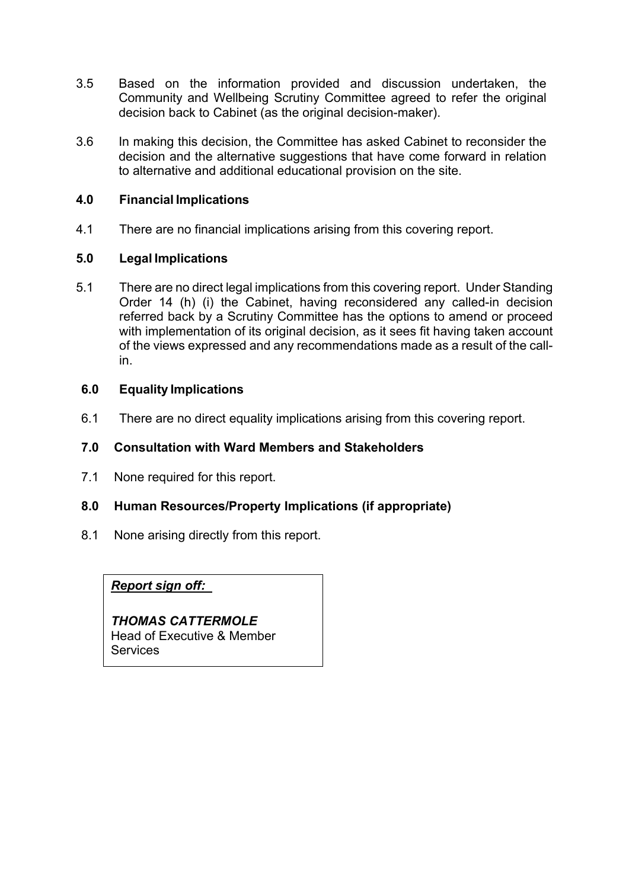3.5 Based on the information provided and discussion undertaken, the Community and Wellbeing Scrutiny Committee agreed to refer the original decision back to Cabinet (as the original decision-maker).

3.6 In making this decision, the Committee has asked Cabinet to reconsider the decision and the alternative suggestions that have come forward in relation to alternative and additional educational provision on the site.

**4.0 Financial Implications**

4.1 There are no financial implications arising from this covering report.

**5.0 Legal Implications**

5.1 There are no direct legal implications from this covering report. Under Standing Order 14 (h) (i) the Cabinet, having reconsidered any called-in decision referred back by a Scrutiny Committee has the options to amend or proceed with implementation of its original decision, as it sees fit having taken account of the views expressed and any recommendations made as a result of the call-in.

**6.0 Equality Implications**

6.1 There are no direct equality implications arising from this covering report.

**7.0 Consultation with Ward Members and Stakeholders**

7.1 None required for this report.

**8.0 Human Resources/Property Implications (if appropriate)**

8.1 None arising directly from this report.

***Report sign off:***

***THOMAS CATTERMOLE***
Head of Executive & Member Services